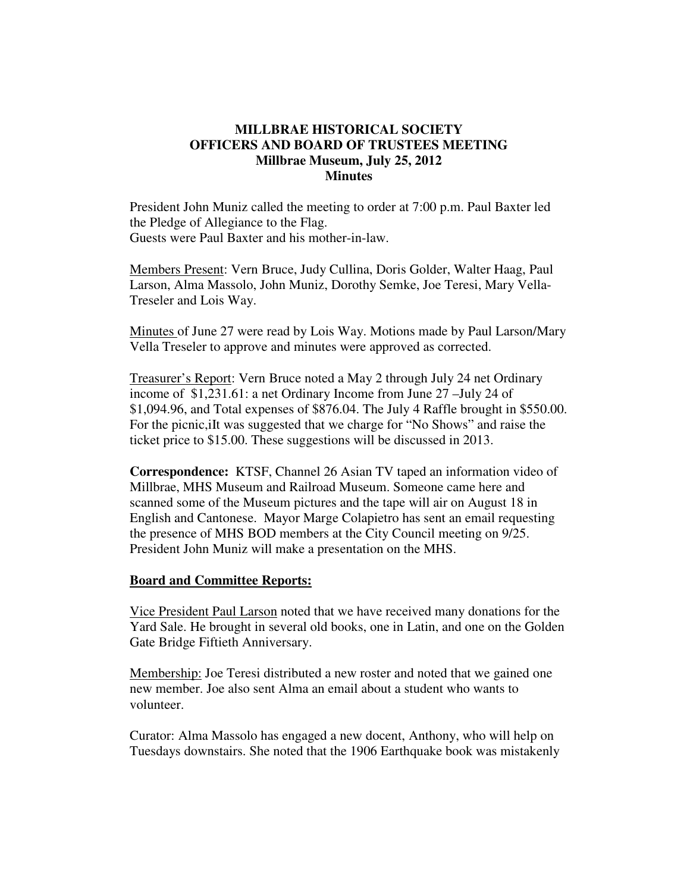# MILLBRAE HISTORICAL SOCIETY
## OFFICERS AND BOARD OF TRUSTEES MEETING
### Millbrae Museum, July 25, 2012
### Minutes

President John Muniz called the meeting to order at 7:00 p.m. Paul Baxter led the Pledge of Allegiance to the Flag.
Guests were Paul Baxter and his mother-in-law.

Members Present: Vern Bruce, Judy Cullina, Doris Golder, Walter Haag, Paul Larson, Alma Massolo, John Muniz, Dorothy Semke, Joe Teresi, Mary Vella-Treseler and Lois Way.

Minutes of June 27 were read by Lois Way. Motions made by Paul Larson/Mary Vella Treseler to approve and minutes were approved as corrected.

Treasurer's Report: Vern Bruce noted a May 2 through July 24 net Ordinary income of $1,231.61: a net Ordinary Income from June 27 –July 24 of $1,094.96, and Total expenses of $876.04. The July 4 Raffle brought in $550.00. For the picnic,iIt was suggested that we charge for "No Shows" and raise the ticket price to $15.00. These suggestions will be discussed in 2013.

**Correspondence:** KTSF, Channel 26 Asian TV taped an information video of Millbrae, MHS Museum and Railroad Museum. Someone came here and scanned some of the Museum pictures and the tape will air on August 18 in English and Cantonese. Mayor Marge Colapietro has sent an email requesting the presence of MHS BOD members at the City Council meeting on 9/25. President John Muniz will make a presentation on the MHS.

**Board and Committee Reports:**

Vice President Paul Larson noted that we have received many donations for the Yard Sale. He brought in several old books, one in Latin, and one on the Golden Gate Bridge Fiftieth Anniversary.

Membership: Joe Teresi distributed a new roster and noted that we gained one new member. Joe also sent Alma an email about a student who wants to volunteer.

Curator: Alma Massolo has engaged a new docent, Anthony, who will help on Tuesdays downstairs. She noted that the 1906 Earthquake book was mistakenly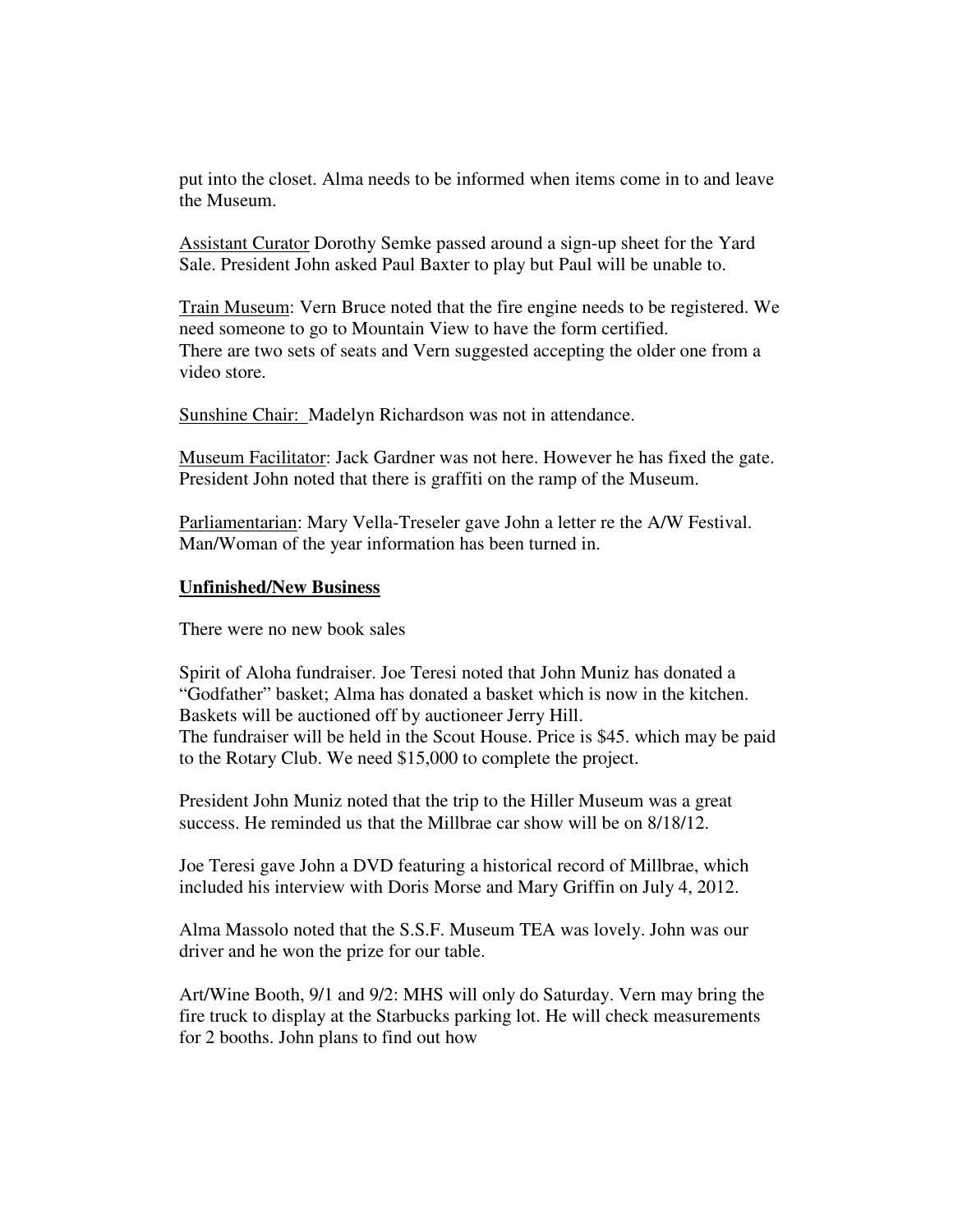put into the closet. Alma needs to be informed when items come in to and leave the Museum.

Assistant Curator Dorothy Semke passed around a sign-up sheet for the Yard Sale. President John asked Paul Baxter to play but Paul will be unable to.

Train Museum: Vern Bruce noted that the fire engine needs to be registered. We need someone to go to Mountain View to have the form certified.
There are two sets of seats and Vern suggested accepting the older one from a video store.

Sunshine Chair: Madelyn Richardson was not in attendance.

Museum Facilitator: Jack Gardner was not here. However he has fixed the gate. President John noted that there is graffiti on the ramp of the Museum.

Parliamentarian: Mary Vella-Treseler gave John a letter re the A/W Festival. Man/Woman of the year information has been turned in.

**Unfinished/New Business**

There were no new book sales

Spirit of Aloha fundraiser. Joe Teresi noted that John Muniz has donated a "Godfather" basket; Alma has donated a basket which is now in the kitchen. Baskets will be auctioned off by auctioneer Jerry Hill.
The fundraiser will be held in the Scout House. Price is $45. which may be paid to the Rotary Club. We need $15,000 to complete the project.

President John Muniz noted that the trip to the Hiller Museum was a great success. He reminded us that the Millbrae car show will be on 8/18/12.

Joe Teresi gave John a DVD featuring a historical record of Millbrae, which included his interview with Doris Morse and Mary Griffin on July 4, 2012.

Alma Massolo noted that the S.S.F. Museum TEA was lovely. John was our driver and he won the prize for our table.

Art/Wine Booth, 9/1 and 9/2: MHS will only do Saturday. Vern may bring the fire truck to display at the Starbucks parking lot. He will check measurements for 2 booths. John plans to find out how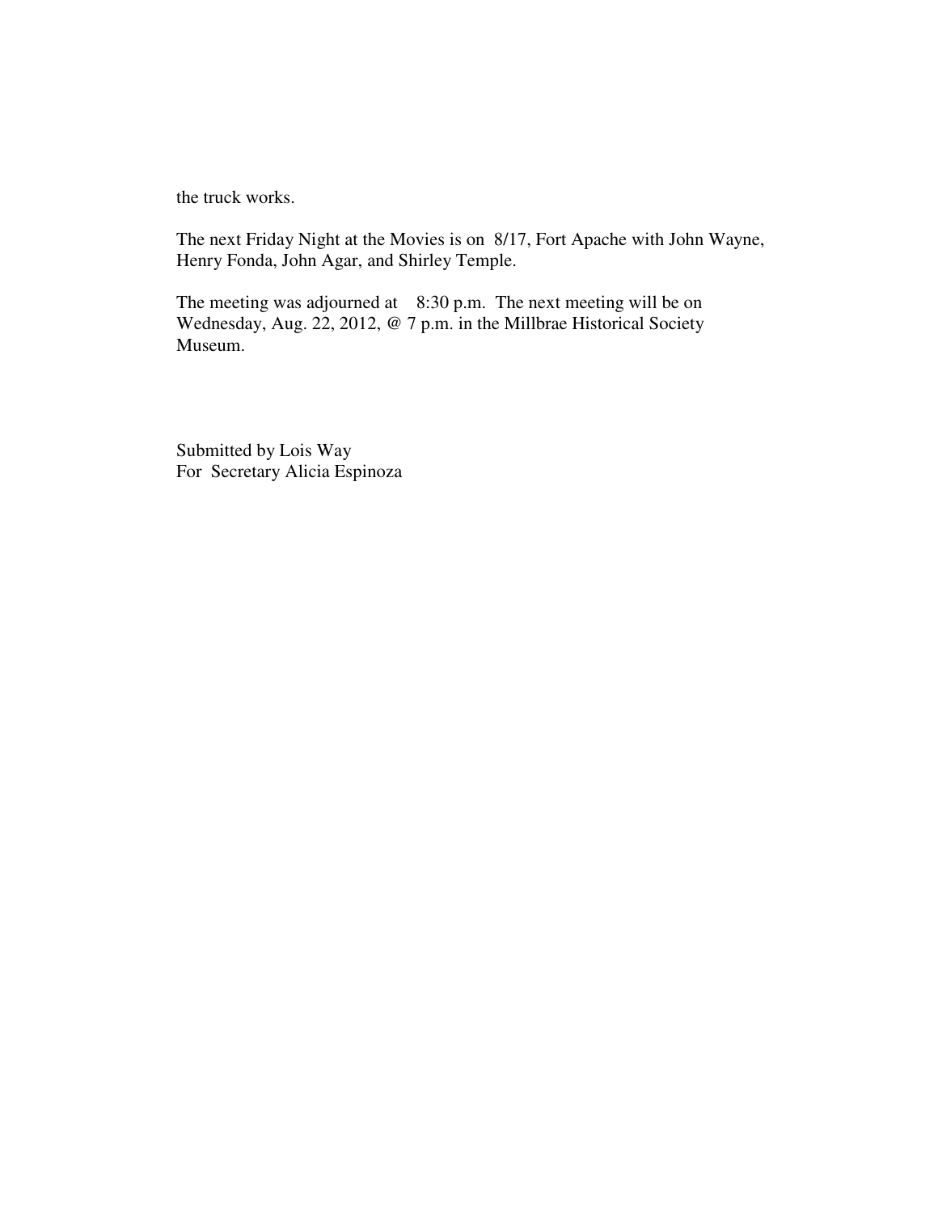the truck works.

The next Friday Night at the Movies is on 8/17, Fort Apache with John Wayne, Henry Fonda, John Agar, and Shirley Temple.

The meeting was adjourned at 8:30 p.m. The next meeting will be on Wednesday, Aug. 22, 2012, @ 7 p.m. in the Millbrae Historical Society Museum.

Submitted by Lois Way
For Secretary Alicia Espinoza